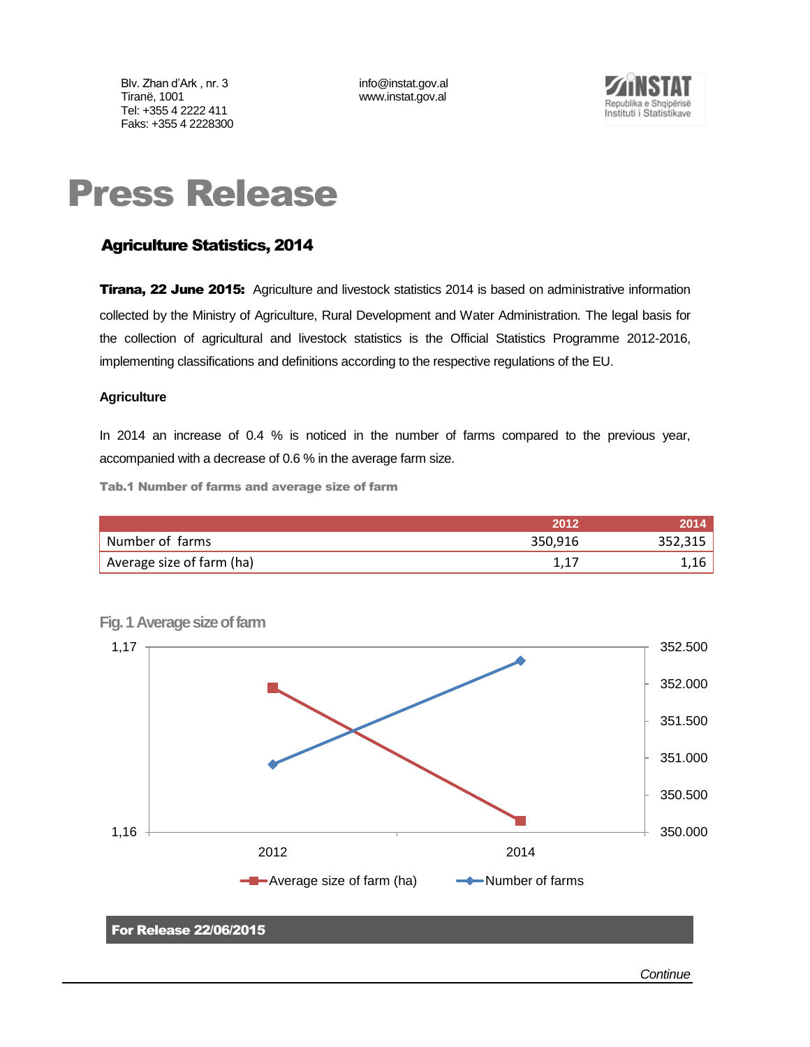Blv. Zhan d'Ark , nr. 3
Tiranë, 1001
Tel: +355 4 2222 411
Faks: +355 4 2228300

info@instat.gov.al
www.instat.gov.al

# Press Release

## Agriculture Statistics, 2014

**Tirana, 22 June 2015:** Agriculture and livestock statistics 2014 is based on administrative information collected by the Ministry of Agriculture, Rural Development and Water Administration. The legal basis for the collection of agricultural and livestock statistics is the Official Statistics Programme 2012-2016, implementing classifications and definitions according to the respective regulations of the EU.

### Agriculture

In 2014 an increase of 0.4 % is noticed in the number of farms compared to the previous year, accompanied with a decrease of 0.6 % in the average farm size.

**Tab.1 Number of farms and average size of farm**

| | 2012 | 2014 |
|---|---|---|
| Number of farms | 350,916 | 352,315 |
| Average size of farm (ha) | 1,17 | 1,16 |

**Fig. 1 Average size of farm**

**For Release 22/06/2015**

*Continue*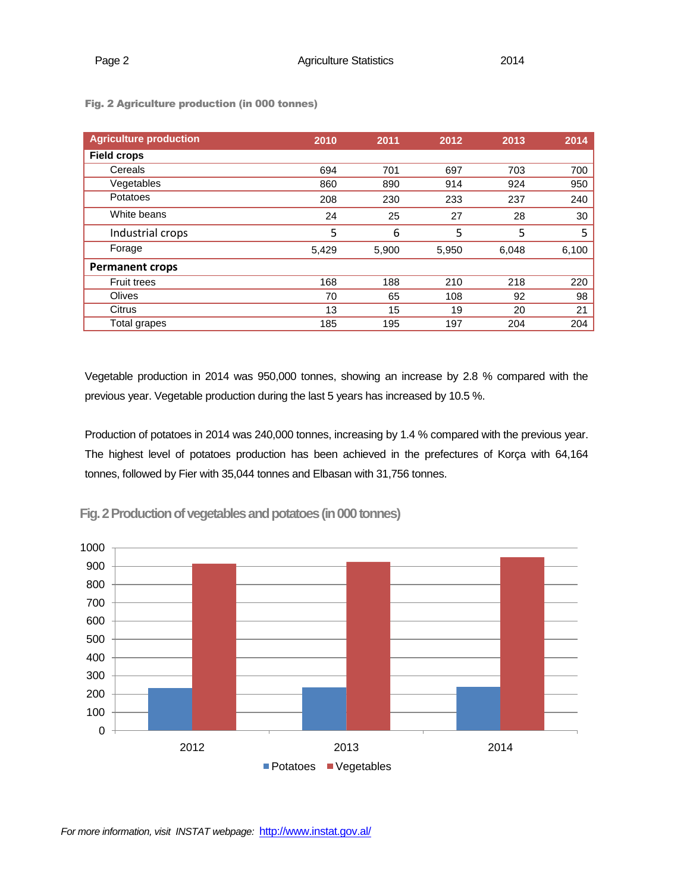**Fig. 2 Agriculture production (in 000 tonnes)**

| Agriculture production | 2010 | 2011 | 2012 | 2013 | 2014 |
|---|---|---|---|---|---|
| **Field crops** | | | | | |
| Cereals | 694 | 701 | 697 | 703 | 700 |
| Vegetables | 860 | 890 | 914 | 924 | 950 |
| Potatoes | 208 | 230 | 233 | 237 | 240 |
| White beans | 24 | 25 | 27 | 28 | 30 |
| Industrial crops | 5 | 6 | 5 | 5 | 5 |
| Forage | 5,429 | 5,900 | 5,950 | 6,048 | 6,100 |
| **Permanent crops** | | | | | |
| Fruit trees | 168 | 188 | 210 | 218 | 220 |
| Olives | 70 | 65 | 108 | 92 | 98 |
| Citrus | 13 | 15 | 19 | 20 | 21 |
| Total grapes | 185 | 195 | 197 | 204 | 204 |

Vegetable production in 2014 was 950,000 tonnes, showing an increase by 2.8 % compared with the previous year. Vegetable production during the last 5 years has increased by 10.5 %.

Production of potatoes in 2014 was 240,000 tonnes, increasing by 1.4 % compared with the previous year. The highest level of potatoes production has been achieved in the prefectures of Korça with 64,164 tonnes, followed by Fier with 35,044 tonnes and Elbasan with 31,756 tonnes.

**Fig. 2 Production of vegetables and potatoes (in 000 tonnes)**

| | 2012 | 2013 | 2014 |
|---|---|---|---|
| Potatoes | 233 | 237 | 240 |
| Vegetables | 914 | 924 | 950 |

*For more information, visit INSTAT webpage:* http://www.instat.gov.al/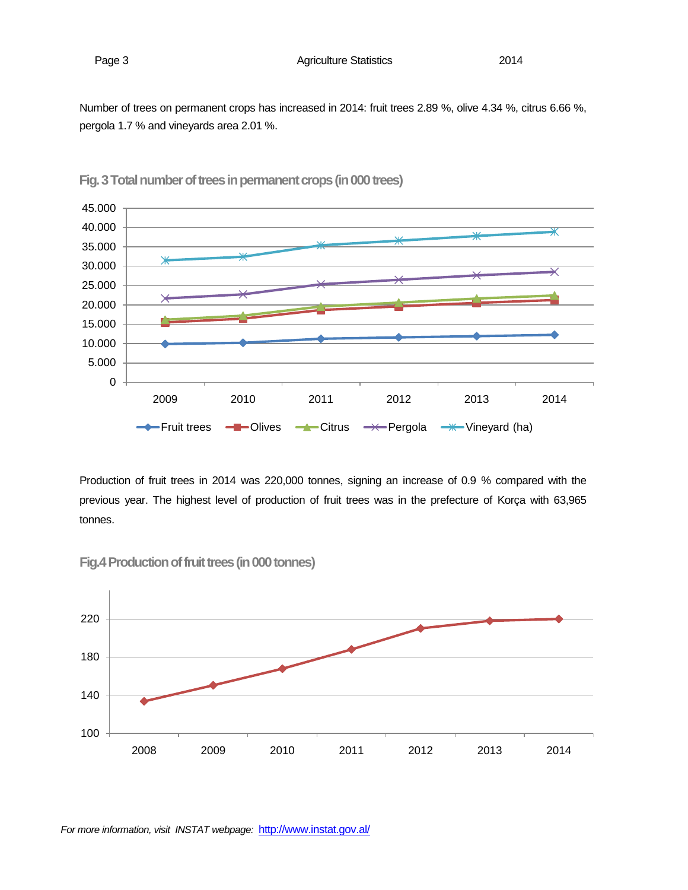Number of trees on permanent crops has increased in 2014: fruit trees 2.89 %, olive 4.34 %, citrus 6.66 %, pergola 1.7 % and vineyards area 2.01 %.

**Fig. 3 Total number of trees in permanent crops (in 000 trees)**

Production of fruit trees in 2014 was 220,000 tonnes, signing an increase of 0.9 % compared with the previous year. The highest level of production of fruit trees was in the prefecture of Korça with 63,965 tonnes.

**Fig.4 Production of fruit trees (in 000 tonnes)**

*For more information, visit INSTAT webpage:* http://www.instat.gov.al/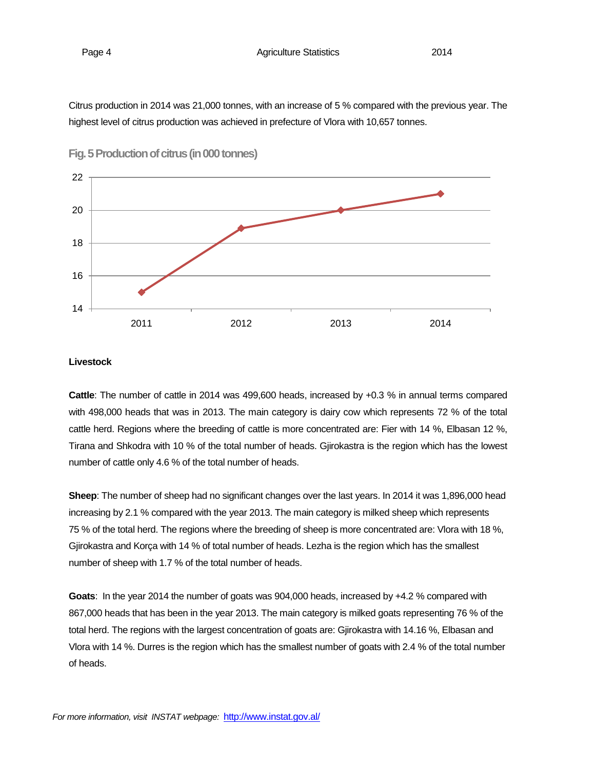Citrus production in 2014 was 21,000 tonnes, with an increase of 5 % compared with the previous year. The highest level of citrus production was achieved in prefecture of Vlora with 10,657 tonnes.

**Fig. 5 Production of citrus (in 000 tonnes)**

**Livestock**

**Cattle**: The number of cattle in 2014 was 499,600 heads, increased by +0.3 % in annual terms compared with 498,000 heads that was in 2013. The main category is dairy cow which represents 72 % of the total cattle herd. Regions where the breeding of cattle is more concentrated are: Fier with 14 %, Elbasan 12 %, Tirana and Shkodra with 10 % of the total number of heads. Gjirokastra is the region which has the lowest number of cattle only 4.6 % of the total number of heads.

**Sheep**: The number of sheep had no significant changes over the last years. In 2014 it was 1,896,000 head increasing by 2.1 % compared with the year 2013. The main category is milked sheep which represents 75 % of the total herd. The regions where the breeding of sheep is more concentrated are: Vlora with 18 %, Gjirokastra and Korça with 14 % of total number of heads. Lezha is the region which has the smallest number of sheep with 1.7 % of the total number of heads.

**Goats**: In the year 2014 the number of goats was 904,000 heads, increased by +4.2 % compared with 867,000 heads that has been in the year 2013. The main category is milked goats representing 76 % of the total herd. The regions with the largest concentration of goats are: Gjirokastra with 14.16 %, Elbasan and Vlora with 14 %. Durres is the region which has the smallest number of goats with 2.4 % of the total number of heads.

*For more information, visit INSTAT webpage:* http://www.instat.gov.al/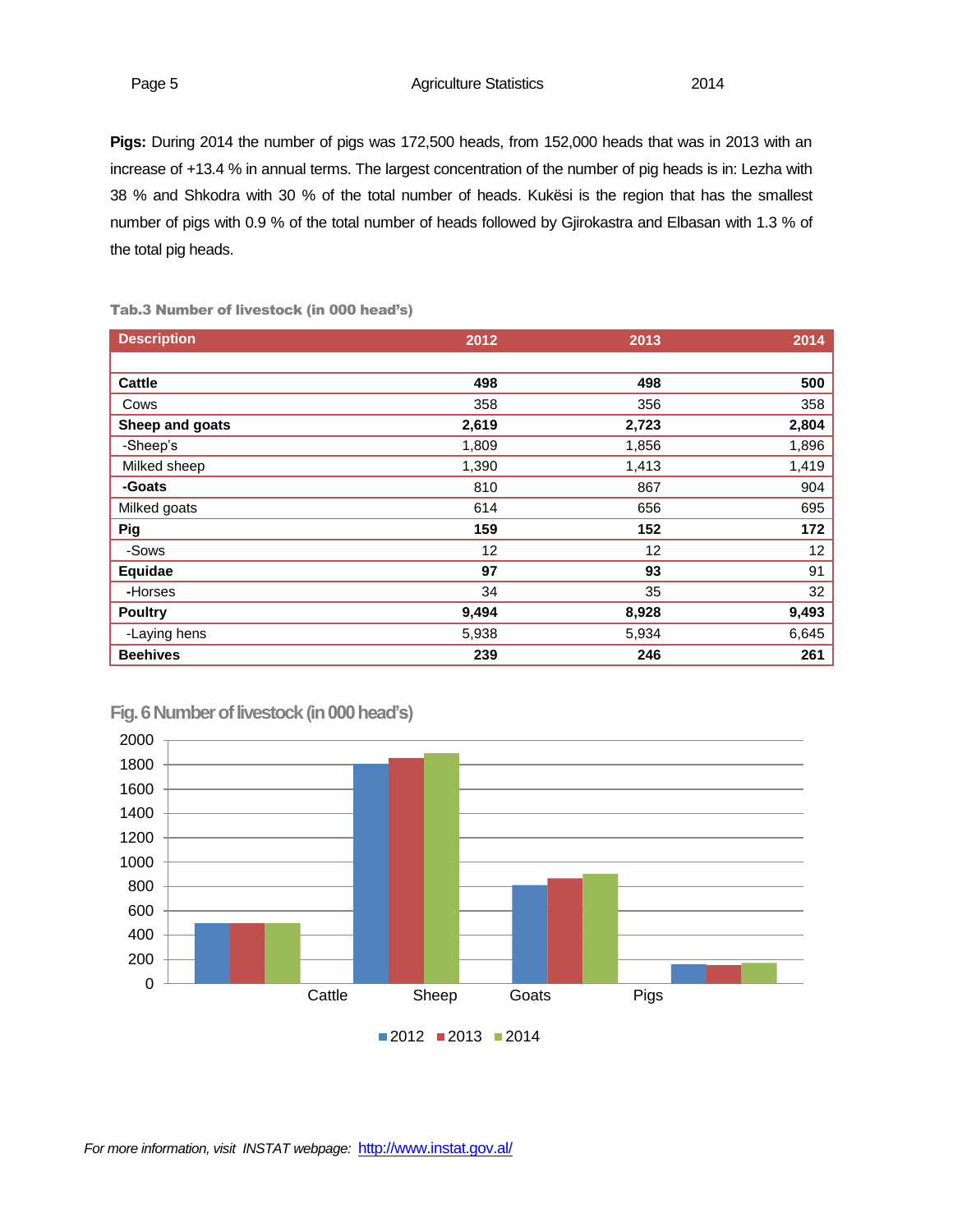**Pigs:** During 2014 the number of pigs was 172,500 heads, from 152,000 heads that was in 2013 with an increase of +13.4 % in annual terms. The largest concentration of the number of pig heads is in: Lezha with 38 % and Shkodra with 30 % of the total number of heads. Kukësi is the region that has the smallest number of pigs with 0.9 % of the total number of heads followed by Gjirokastra and Elbasan with 1.3 % of the total pig heads.

**Tab.3 Number of livestock (in 000 head's)**

| Description | 2012 | 2013 | 2014 |
|---|---|---|---|
| **Cattle** | **498** | **498** | **500** |
| Cows | 358 | 356 | 358 |
| **Sheep and goats** | **2,619** | **2,723** | **2,804** |
| -Sheep's | 1,809 | 1,856 | 1,896 |
| Milked sheep | 1,390 | 1,413 | 1,419 |
| **-Goats** | 810 | 867 | 904 |
| Milked goats | 614 | 656 | 695 |
| **Pig** | **159** | **152** | **172** |
| -Sows | 12 | 12 | 12 |
| **Equidae** | **97** | **93** | 91 |
| **-**Horses | 34 | 35 | 32 |
| **Poultry** | **9,494** | **8,928** | **9,493** |
| -Laying hens | 5,938 | 5,934 | 6,645 |
| **Beehives** | **239** | **246** | **261** |

**Fig. 6 Number of livestock (in 000 head's)**

| | 2012 | 2013 | 2014 |
|---|---|---|---|
| Cattle | 498 | 498 | 500 |
| Sheep | 1,809 | 1,856 | 1,896 |
| Goats | 810 | 867 | 904 |
| Pigs | 159 | 152 | 172 |

*For more information, visit INSTAT webpage:* http://www.instat.gov.al/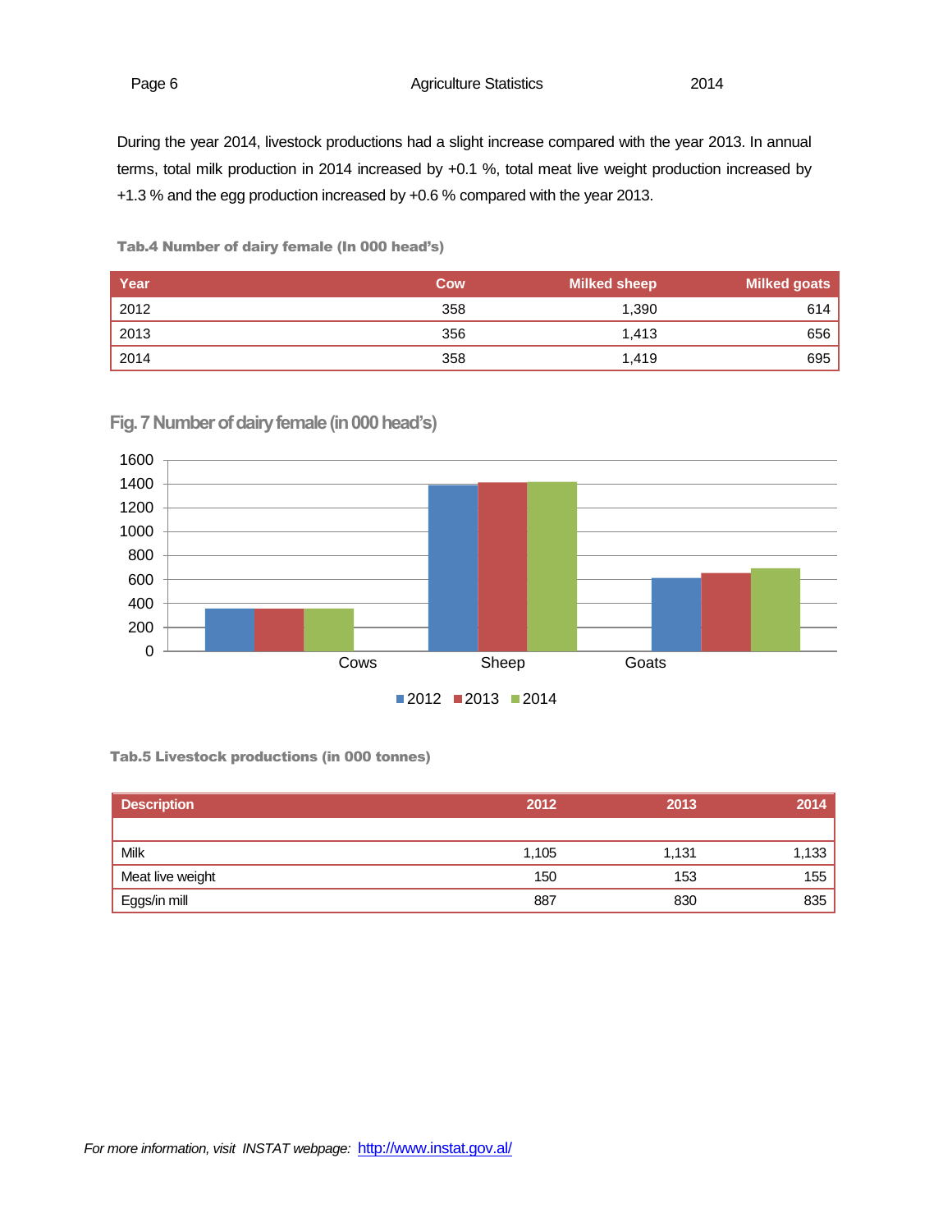During the year 2014, livestock productions had a slight increase compared with the year 2013. In annual terms, total milk production in 2014 increased by +0.1 %, total meat live weight production increased by +1.3 % and the egg production increased by +0.6 % compared with the year 2013.

**Tab.4 Number of dairy female (In 000 head's)**

| Year | Cow | Milked sheep | Milked goats |
|---|---|---|---|
| 2012 | 358 | 1,390 | 614 |
| 2013 | 356 | 1,413 | 656 |
| 2014 | 358 | 1,419 | 695 |

**Fig. 7 Number of dairy female (in 000 head's)**

**Tab.5 Livestock productions (in 000 tonnes)**

| Description | 2012 | 2013 | 2014 |
|---|---|---|---|
| Milk | 1,105 | 1,131 | 1,133 |
| Meat live weight | 150 | 153 | 155 |
| Eggs/in mill | 887 | 830 | 835 |

*For more information, visit INSTAT webpage:* http://www.instat.gov.al/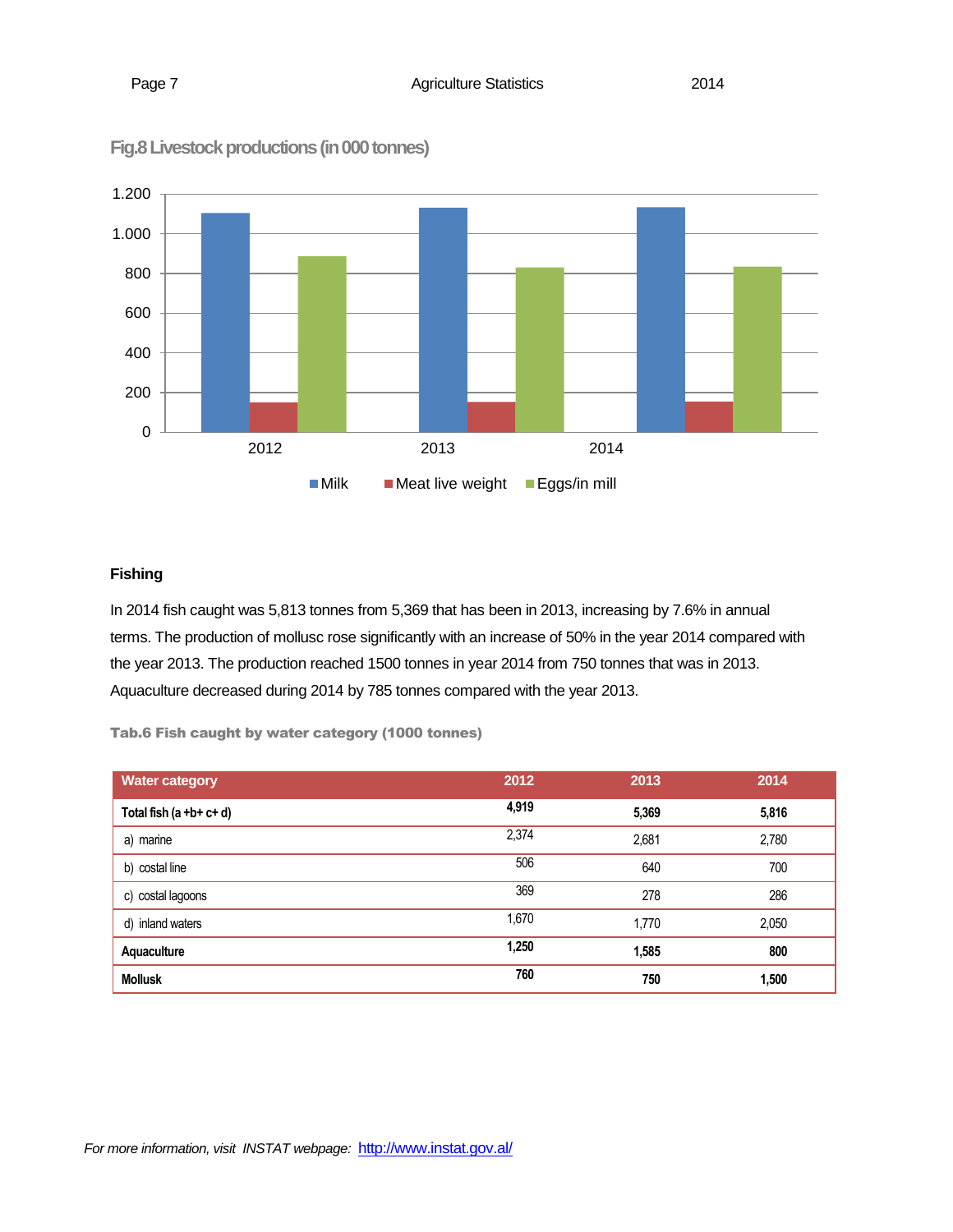Fig.8 Livestock productions (in 000 tonnes)

## Fishing

In 2014 fish caught was 5,813 tonnes from 5,369 that has been in 2013, increasing by 7.6% in annual terms. The production of mollusc rose significantly with an increase of 50% in the year 2014 compared with the year 2013. The production reached 1500 tonnes in year 2014 from 750 tonnes that was in 2013. Aquaculture decreased during 2014 by 785 tonnes compared with the year 2013.

Tab.6 Fish caught by water category (1000 tonnes)

| Water category | 2012 | 2013 | 2014 |
|---|---|---|---|
| **Total fish (a +b+ c+ d)** | **4,919** | **5,369** | **5,816** |
| a) marine | 2,374 | 2,681 | 2,780 |
| b) costal line | 506 | 640 | 700 |
| c) costal lagoons | 369 | 278 | 286 |
| d) inland waters | 1,670 | 1,770 | 2,050 |
| **Aquaculture** | **1,250** | **1,585** | **800** |
| **Mollusk** | **760** | **750** | **1,500** |

*For more information, visit INSTAT webpage:* http://www.instat.gov.al/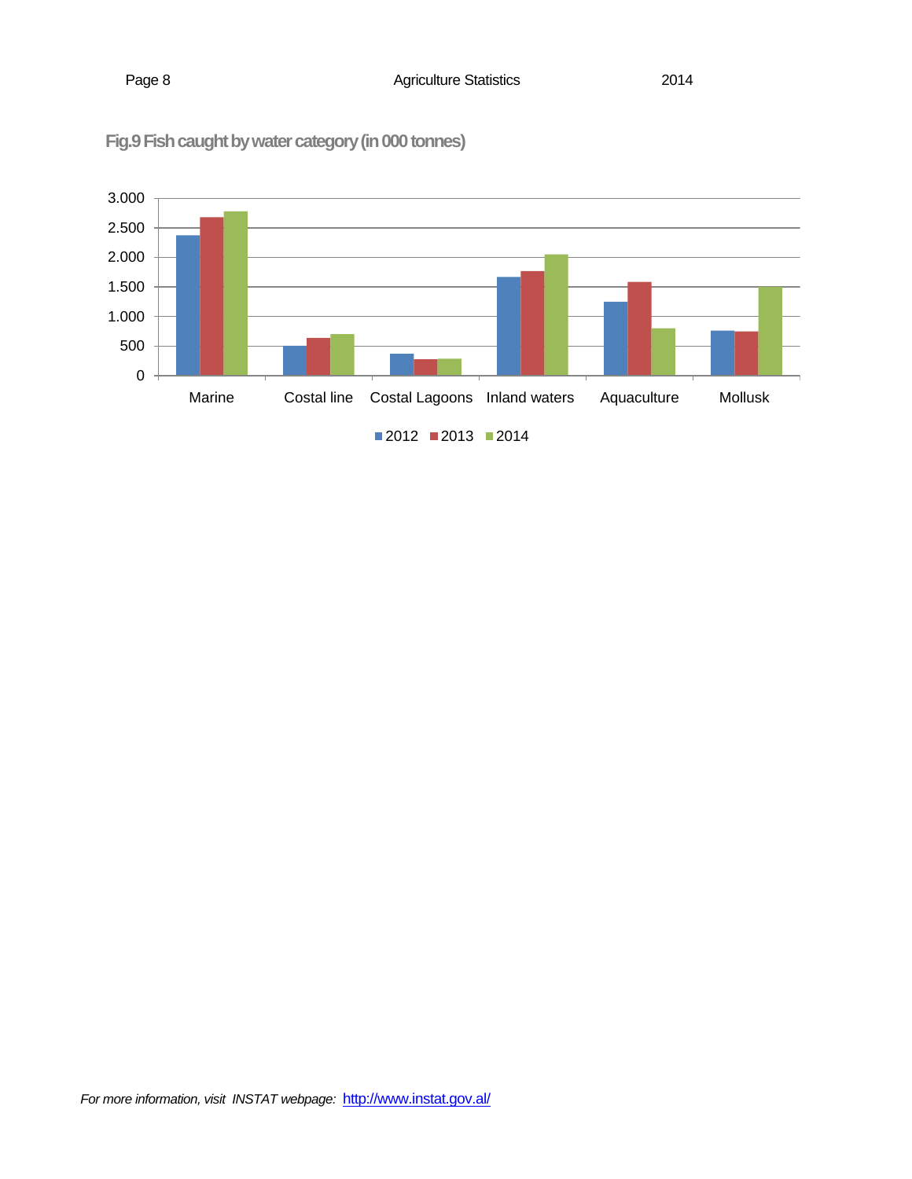**Fig.9 Fish caught by water category (in 000 tonnes)**

For more information, visit INSTAT webpage: http://www.instat.gov.al/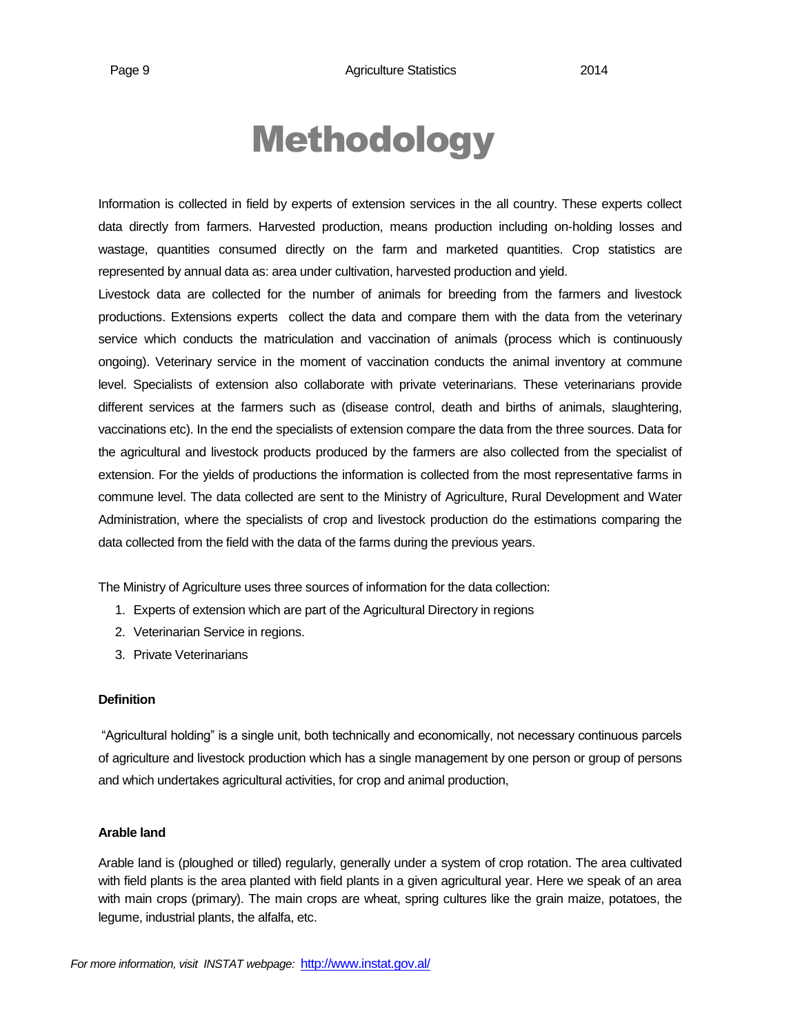# Methodology

Information is collected in field by experts of extension services in the all country. These experts collect data directly from farmers. Harvested production, means production including on-holding losses and wastage, quantities consumed directly on the farm and marketed quantities. Crop statistics are represented by annual data as: area under cultivation, harvested production and yield.

Livestock data are collected for the number of animals for breeding from the farmers and livestock productions. Extensions experts collect the data and compare them with the data from the veterinary service which conducts the matriculation and vaccination of animals (process which is continuously ongoing). Veterinary service in the moment of vaccination conducts the animal inventory at commune level. Specialists of extension also collaborate with private veterinarians. These veterinarians provide different services at the farmers such as (disease control, death and births of animals, slaughtering, vaccinations etc). In the end the specialists of extension compare the data from the three sources. Data for the agricultural and livestock products produced by the farmers are also collected from the specialist of extension. For the yields of productions the information is collected from the most representative farms in commune level. The data collected are sent to the Ministry of Agriculture, Rural Development and Water Administration, where the specialists of crop and livestock production do the estimations comparing the data collected from the field with the data of the farms during the previous years.

The Ministry of Agriculture uses three sources of information for the data collection:

1. Experts of extension which are part of the Agricultural Directory in regions
2. Veterinarian Service in regions.
3. Private Veterinarians

**Definition**

"Agricultural holding" is a single unit, both technically and economically, not necessary continuous parcels of agriculture and livestock production which has a single management by one person or group of persons and which undertakes agricultural activities, for crop and animal production,

**Arable land**

Arable land is (ploughed or tilled) regularly, generally under a system of crop rotation. The area cultivated with field plants is the area planted with field plants in a given agricultural year. Here we speak of an area with main crops (primary). The main crops are wheat, spring cultures like the grain maize, potatoes, the legume, industrial plants, the alfalfa, etc.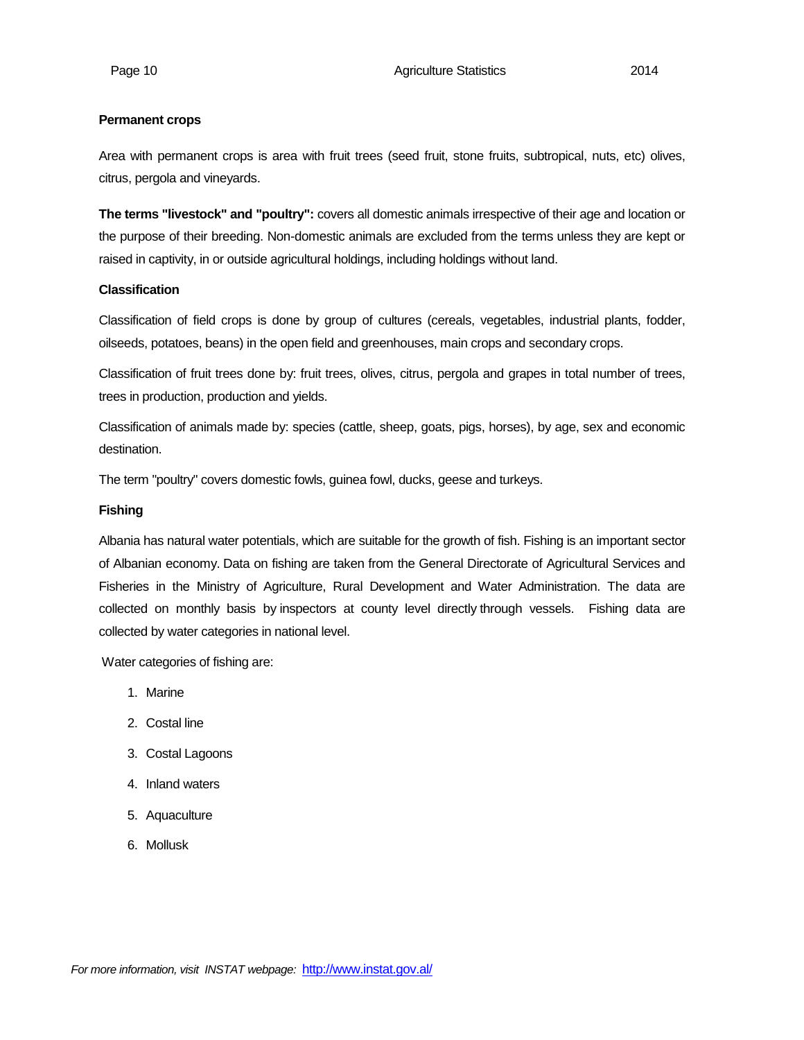**Permanent crops**

Area with permanent crops is area with fruit trees (seed fruit, stone fruits, subtropical, nuts, etc) olives, citrus, pergola and vineyards.

**The terms "livestock" and "poultry":** covers all domestic animals irrespective of their age and location or the purpose of their breeding. Non-domestic animals are excluded from the terms unless they are kept or raised in captivity, in or outside agricultural holdings, including holdings without land.

**Classification**

Classification of field crops is done by group of cultures (cereals, vegetables, industrial plants, fodder, oilseeds, potatoes, beans) in the open field and greenhouses, main crops and secondary crops.

Classification of fruit trees done by: fruit trees, olives, citrus, pergola and grapes in total number of trees, trees in production, production and yields.

Classification of animals made by: species (cattle, sheep, goats, pigs, horses), by age, sex and economic destination.

The term "poultry" covers domestic fowls, guinea fowl, ducks, geese and turkeys.

**Fishing**

Albania has natural water potentials, which are suitable for the growth of fish. Fishing is an important sector of Albanian economy. Data on fishing are taken from the General Directorate of Agricultural Services and Fisheries in the Ministry of Agriculture, Rural Development and Water Administration. The data are collected on monthly basis by inspectors at county level directly through vessels. Fishing data are collected by water categories in national level.

Water categories of fishing are:

1. Marine
2. Costal line
3. Costal Lagoons
4. Inland waters
5. Aquaculture
6. Mollusk

*For more information, visit INSTAT webpage:* http://www.instat.gov.al/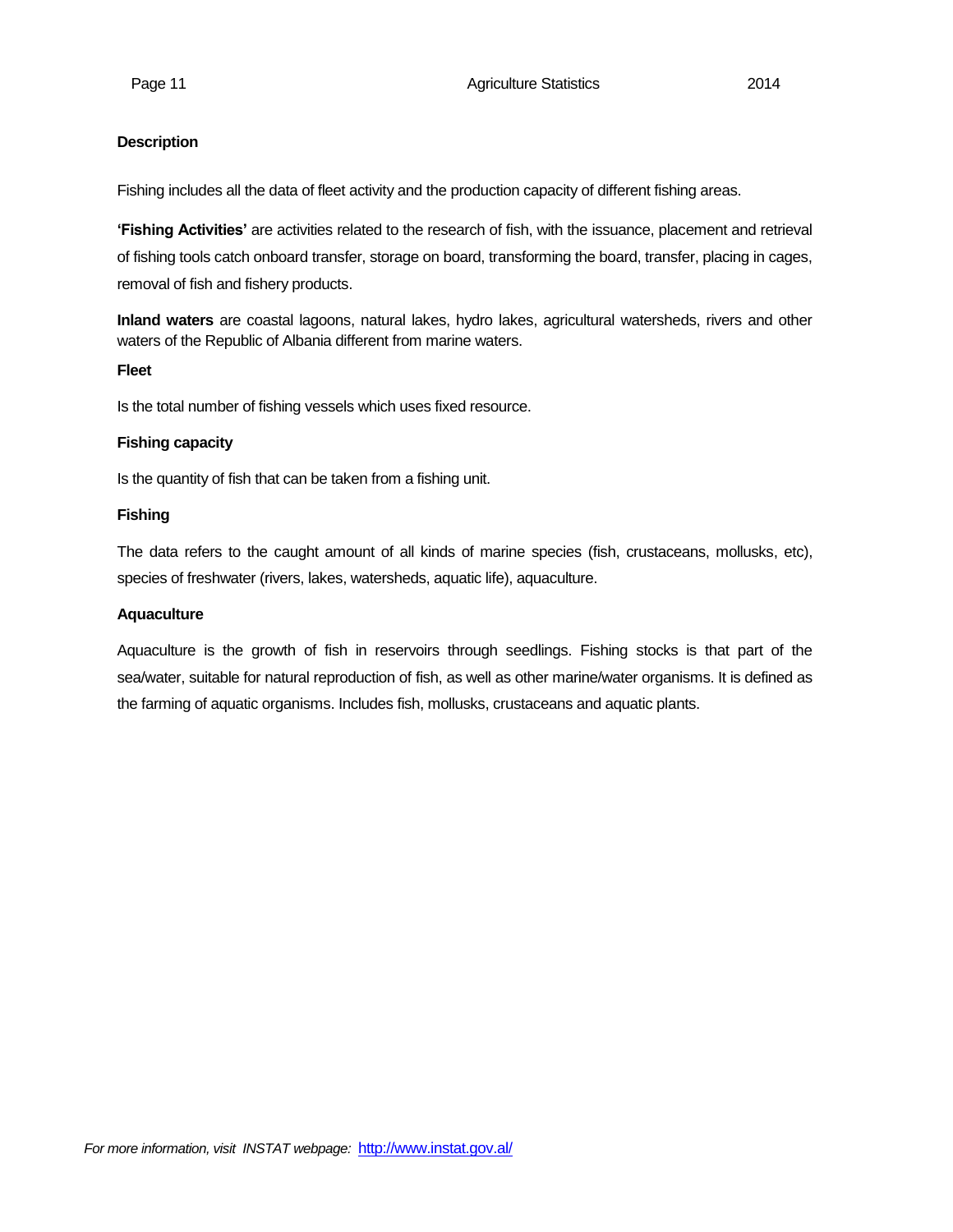**Description**

Fishing includes all the data of fleet activity and the production capacity of different fishing areas.

**'Fishing Activities'** are activities related to the research of fish, with the issuance, placement and retrieval of fishing tools catch onboard transfer, storage on board, transforming the board, transfer, placing in cages, removal of fish and fishery products.

**Inland waters** are coastal lagoons, natural lakes, hydro lakes, agricultural watersheds, rivers and other waters of the Republic of Albania different from marine waters.

**Fleet**

Is the total number of fishing vessels which uses fixed resource.

**Fishing capacity**

Is the quantity of fish that can be taken from a fishing unit.

**Fishing**

The data refers to the caught amount of all kinds of marine species (fish, crustaceans, mollusks, etc), species of freshwater (rivers, lakes, watersheds, aquatic life), aquaculture.

**Aquaculture**

Aquaculture is the growth of fish in reservoirs through seedlings. Fishing stocks is that part of the sea/water, suitable for natural reproduction of fish, as well as other marine/water organisms. It is defined as the farming of aquatic organisms. Includes fish, mollusks, crustaceans and aquatic plants.

*For more information, visit INSTAT webpage:* http://www.instat.gov.al/